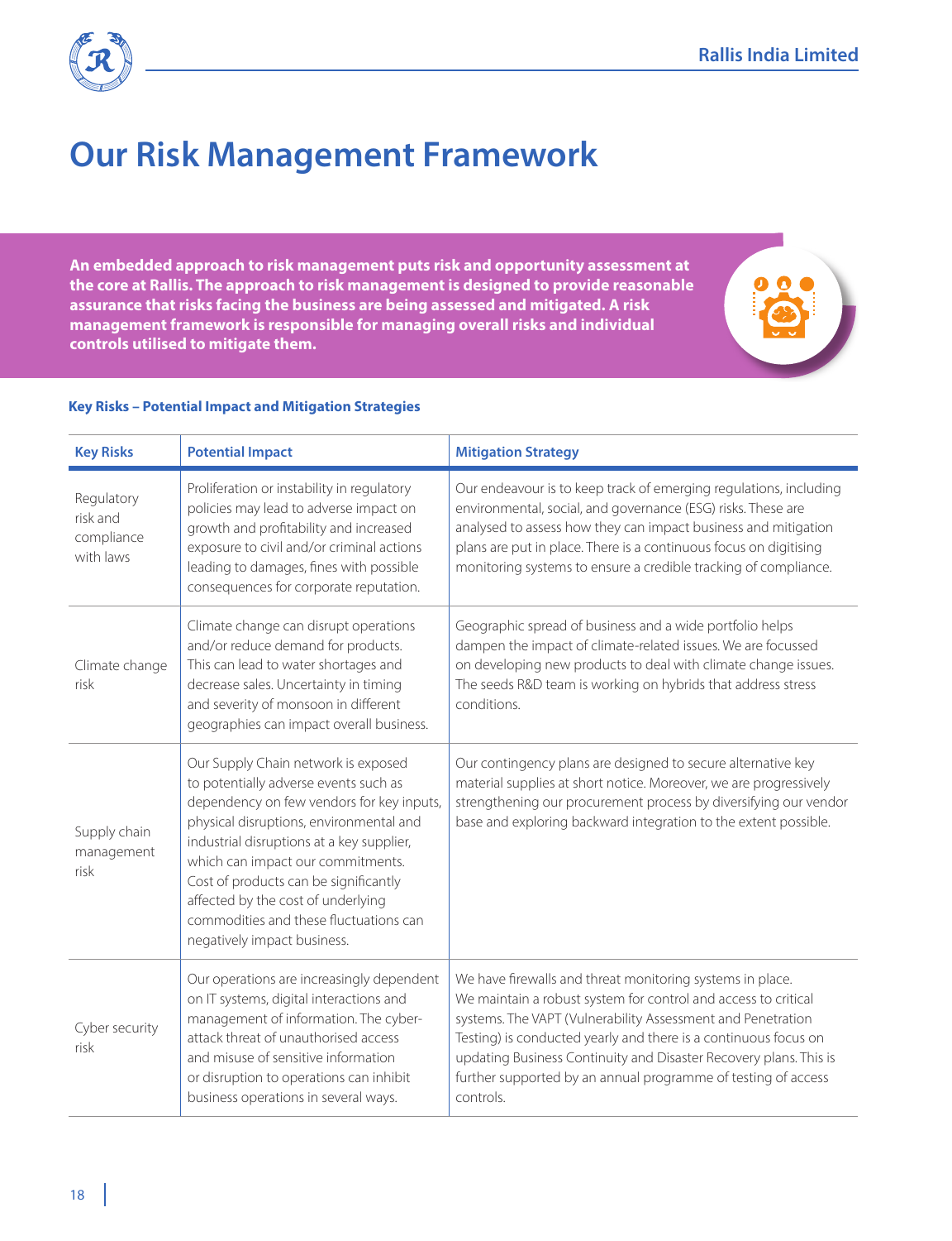# Our Risk Management Framework

**An embedded approach to risk management puts risk and opportunity assessment at the core at Rallis. The approach to risk management is designed to provide reasonable assurance that risks facing the business are being assessed and mitigated. A risk management framework is responsible for managing overall risks and individual controls utilised to mitigate them.**

### Key Risks – Potential Impact and Mitigation Strategies

| Key Risks | Potential Impact | Mitigation Strategy |
|---|---|---|
| Regulatory risk and compliance with laws | Proliferation or instability in regulatory policies may lead to adverse impact on growth and profitability and increased exposure to civil and/or criminal actions leading to damages, fines with possible consequences for corporate reputation. | Our endeavour is to keep track of emerging regulations, including environmental, social, and governance (ESG) risks. These are analysed to assess how they can impact business and mitigation plans are put in place. There is a continuous focus on digitising monitoring systems to ensure a credible tracking of compliance. |
| Climate change risk | Climate change can disrupt operations and/or reduce demand for products. This can lead to water shortages and decrease sales. Uncertainty in timing and severity of monsoon in different geographies can impact overall business. | Geographic spread of business and a wide portfolio helps dampen the impact of climate-related issues. We are focussed on developing new products to deal with climate change issues. The seeds R&D team is working on hybrids that address stress conditions. |
| Supply chain management risk | Our Supply Chain network is exposed to potentially adverse events such as dependency on few vendors for key inputs, physical disruptions, environmental and industrial disruptions at a key supplier, which can impact our commitments. Cost of products can be significantly affected by the cost of underlying commodities and these fluctuations can negatively impact business. | Our contingency plans are designed to secure alternative key material supplies at short notice. Moreover, we are progressively strengthening our procurement process by diversifying our vendor base and exploring backward integration to the extent possible. |
| Cyber security risk | Our operations are increasingly dependent on IT systems, digital interactions and management of information. The cyber-attack threat of unauthorised access and misuse of sensitive information or disruption to operations can inhibit business operations in several ways. | We have firewalls and threat monitoring systems in place. We maintain a robust system for control and access to critical systems. The VAPT (Vulnerability Assessment and Penetration Testing) is conducted yearly and there is a continuous focus on updating Business Continuity and Disaster Recovery plans. This is further supported by an annual programme of testing of access controls. |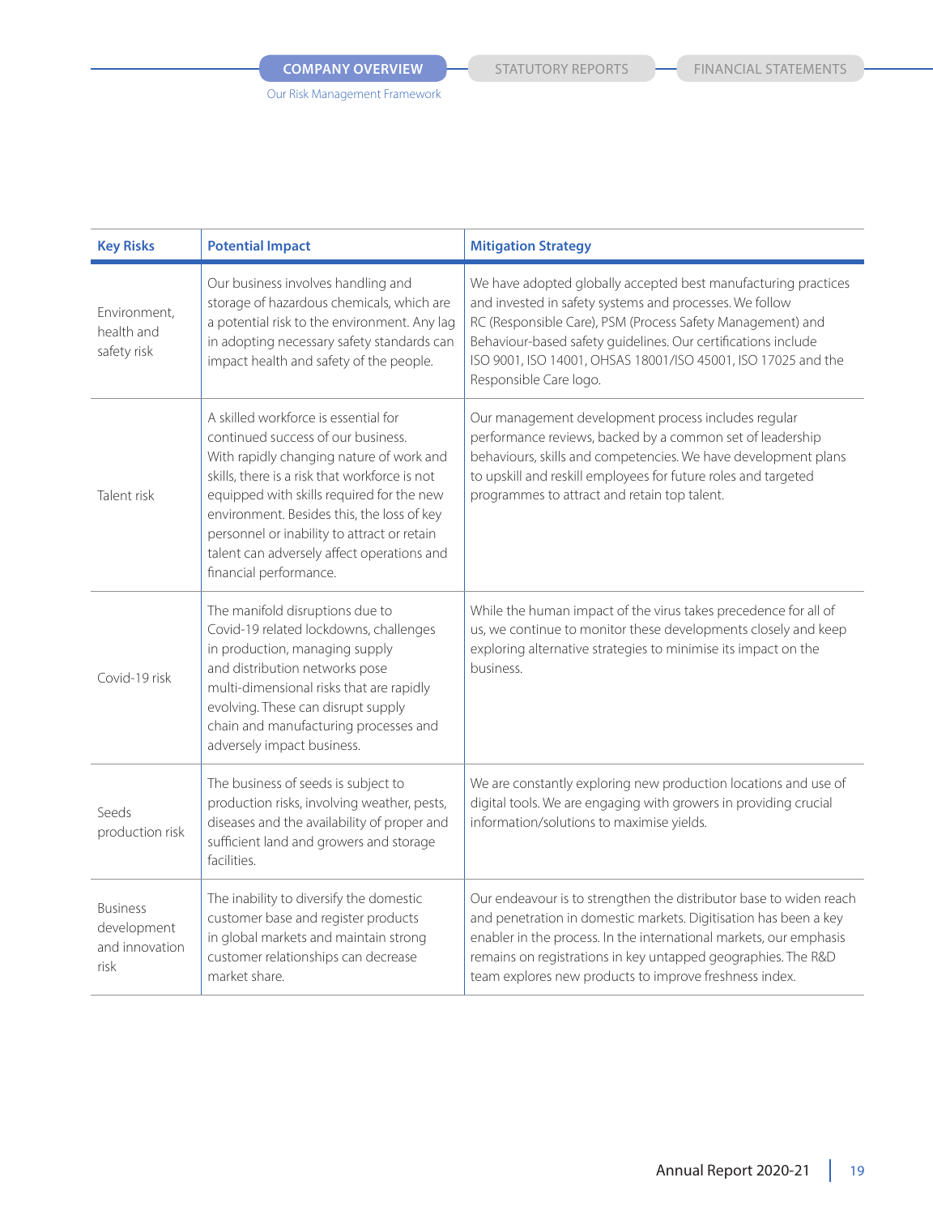| Key Risks | Potential Impact | Mitigation Strategy |
|---|---|---|
| Environment, health and safety risk | Our business involves handling and storage of hazardous chemicals, which are a potential risk to the environment. Any lag in adopting necessary safety standards can impact health and safety of the people. | We have adopted globally accepted best manufacturing practices and invested in safety systems and processes. We follow RC (Responsible Care), PSM (Process Safety Management) and Behaviour-based safety guidelines. Our certifications include ISO 9001, ISO 14001, OHSAS 18001/ISO 45001, ISO 17025 and the Responsible Care logo. |
| Talent risk | A skilled workforce is essential for continued success of our business. With rapidly changing nature of work and skills, there is a risk that workforce is not equipped with skills required for the new environment. Besides this, the loss of key personnel or inability to attract or retain talent can adversely affect operations and financial performance. | Our management development process includes regular performance reviews, backed by a common set of leadership behaviours, skills and competencies. We have development plans to upskill and reskill employees for future roles and targeted programmes to attract and retain top talent. |
| Covid-19 risk | The manifold disruptions due to Covid-19 related lockdowns, challenges in production, managing supply and distribution networks pose multi-dimensional risks that are rapidly evolving. These can disrupt supply chain and manufacturing processes and adversely impact business. | While the human impact of the virus takes precedence for all of us, we continue to monitor these developments closely and keep exploring alternative strategies to minimise its impact on the business. |
| Seeds production risk | The business of seeds is subject to production risks, involving weather, pests, diseases and the availability of proper and sufficient land and growers and storage facilities. | We are constantly exploring new production locations and use of digital tools. We are engaging with growers in providing crucial information/solutions to maximise yields. |
| Business development and innovation risk | The inability to diversify the domestic customer base and register products in global markets and maintain strong customer relationships can decrease market share. | Our endeavour is to strengthen the distributor base to widen reach and penetration in domestic markets. Digitisation has been a key enabler in the process. In the international markets, our emphasis remains on registrations in key untapped geographies. The R&D team explores new products to improve freshness index. |